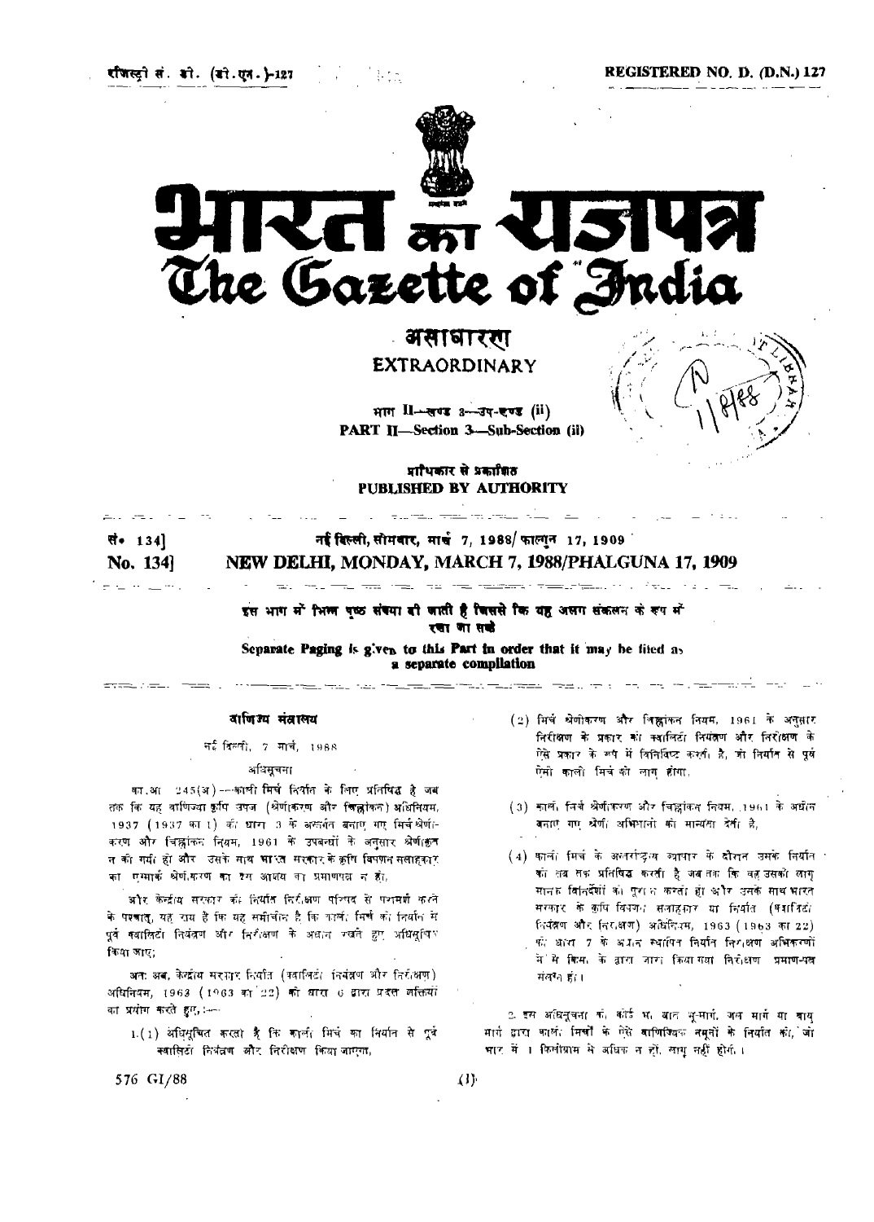रजिस्ट्री सं. डी. (डी.एन.)-127 REGISTERED NO. D. (D.N.) 127

# भारत का राजपत्र
# The Gazette of India

## असाधारण
## EXTRAORDINARY

भाग II—खण्ड 3—उप-खण्ड (ii)
**PART II—Section 3—Sub-Section (ii)**

प्राधिकार से प्रकाशित
**PUBLISHED BY AUTHORITY**

सं. 134] नई दिल्ली, सोमवार, मार्च 7, 1988/फाल्गुन 17, 1909
**No. 134] NEW DELHI, MONDAY, MARCH 7, 1988/PHALGUNA 17, 1909**

इस भाग में भिन्न पृष्ठ संख्या दी जाती है जिससे कि यह अलग संकलन के रूप में रखा जा सके

Separate Paging is given to this Part in order that it may be filed as a separate compilation

### वाणिज्य मंत्रालय

नई दिल्ली, 7 मार्च, 1988

अधिसूचना

का.आ. 245(अ)—काली मिर्च निर्यात के लिए प्रतिषिद्ध है जब तक कि यह वाणिज्य कृषि उपज (श्रेणीकरण और चिह्नांकन) अधिनियम, 1937 (1937 का 1) की धारा 3 के अन्तर्गत बनाए गए मिर्च श्रेणीकरण और चिह्नांकन नियम, 1961 के उपबन्धों के अनुसार श्रेणीकृत न की गयी हो और उसके साथ भारत सरकार के कृषि विपणन सलाहकार का एगमार्क श्रेणीकरण का इस आशय का प्रमाणपत्र न हो।

और केन्द्रीय सरकार की निर्यात निरीक्षण परिषद से परामर्श करने के पश्चात्, यह राय है कि यह समीचीन है कि काली मिर्च को निर्यात से पूर्व क्वालिटी नियंत्रण और निरीक्षण के अधीन रखते हुए अधिसूचित किया जाए;

अतः अब, केन्द्रीय सरकार निर्यात (क्वालिटी नियंत्रण और निरीक्षण) अधिनियम, 1963 (1963 का 22) की धारा 6 द्वारा प्रदत्त शक्तियों का प्रयोग करते हुए,—

1. (1) अधिसूचित करती है कि काली मिर्च का निर्यात से पूर्व क्वालिटी नियंत्रण और निरीक्षण किया जाएगा,

(2) मिर्च श्रेणीकरण और चिह्नांकन नियम, 1961 के अनुसार निरीक्षण के प्रकार को क्वालिटी नियंत्रण और निरीक्षण के ऐसे प्रकार के रूप में विनिर्दिष्ट करती है, जो निर्यात से पूर्व ऐसी काली मिर्च को लागू होगा,

(3) काली मिर्च श्रेणीकरण और चिह्नांकन नियम, 1961 के अधीन बनाए गए श्रेणी अभिधानों को मान्यता देती है,

(4) काली मिर्च के अन्तर्राष्ट्रीय व्यापार के दौरान उसके निर्यात को तब तक प्रतिषिद्ध करती है जब तक कि वह उसको लागू मानक विनिर्देशों को पूरा न करती हो और उसके साथ भारत सरकार के कृषि विपणन सलाहकार या निर्यात (क्वालिटी नियंत्रण और निरीक्षण) अधिनियम, 1963 (1963 का 22) की धारा 7 के अधीन स्थापित निर्यात निरीक्षण अभिकरणों में से किसी के द्वारा जारी किया गया निरीक्षण प्रमाण-पत्र संलग्न हो।

2. इस अधिसूचना की कोई भी बात भू-मार्ग, जल मार्ग या वायु मार्ग द्वारा काली मिर्चों के ऐसे वाणिज्यिक नमूनों के निर्यात को, जो भार में 1 किलोग्राम से अधिक न हों, लागू नहीं होगी।

576 GI/88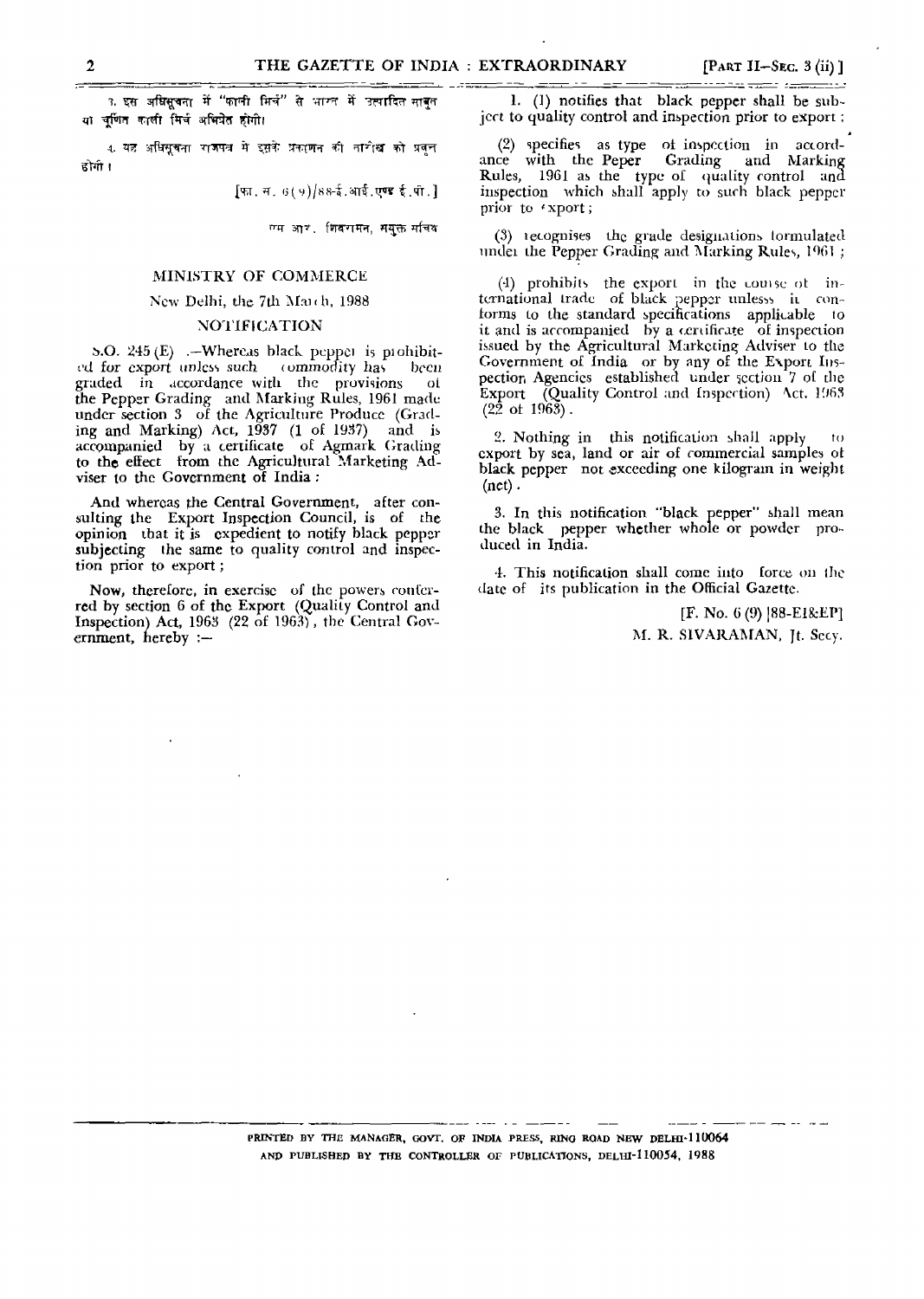३. इस अधिसूचना में "काली मिर्च" से भारत में उत्पादित साबुत या चूर्णित काली मिर्च अभिप्रेत होगी।

४. यह अधिसूचना राजपत्र में इसके प्रकाशन की तारीख को प्रवृत्त होगी।

[फा. सं. 6(9)/88-ई.आई. एण्ड ई.पी.]

एम आर. शिवरामन, संयुक्त सचिव

## MINISTRY OF COMMERCE

New Delhi, the 7th March, 1988

### NOTIFICATION

S.O. 245 (E).—Whereas black pepper is prohibited for export unless such commodity has been graded in accordance with the provisions of the Pepper Grading and Marking Rules, 1961 made under section 3 of the Agriculture Produce (Grading and Marking) Act, 1937 (1 of 1937) and is accompanied by a certificate of Agmark Grading to the effect from the Agricultural Marketing Adviser to the Government of India:

And whereas the Central Government, after consulting the Export Inspection Council, is of the opinion that it is expedient to notify black pepper subjecting the same to quality control and inspection prior to export;

Now, therefore, in exercise of the powers conferred by section 6 of the Export (Quality Control and Inspection) Act, 1963 (22 of 1963), the Central Government, hereby :—

1. (1) notifies that black pepper shall be subject to quality control and inspection prior to export;

(2) specifies as type of inspection in accordance with the Peper Grading and Marking Rules, 1961 as the type of quality control and inspection which shall apply to such black pepper prior to export;

(3) recognises the grade designations formulated under the Pepper Grading and Marking Rules, 1961;

(4) prohibits the export in the course of international trade of black pepper unlesss it conforms to the standard specifications applicable to it and is accompanied by a certificate of inspection issued by the Agricultural Marketing Adviser to the Government of India or by any of the Export Inspection Agencies established under section 7 of the Export (Quality Control and Inspection) Act, 1963 (22 of 1963).

2. Nothing in this notification shall apply to export by sea, land or air of commercial samples of black pepper not exceeding one kilogram in weight (net).

3. In this notification "black pepper" shall mean the black pepper whether whole or powder produced in India.

4. This notification shall come into force on the date of its publication in the Official Gazette.

[F. No. 6 (9)/88-EI&EP]

M. R. SIVARAMAN, Jt. Secy.

PRINTED BY THE MANAGER, GOVT. OF INDIA PRESS, RING ROAD NEW DELHI-110064 AND PUBLISHED BY THE CONTROLLER OF PUBLICATIONS, DELHI-110054, 1988